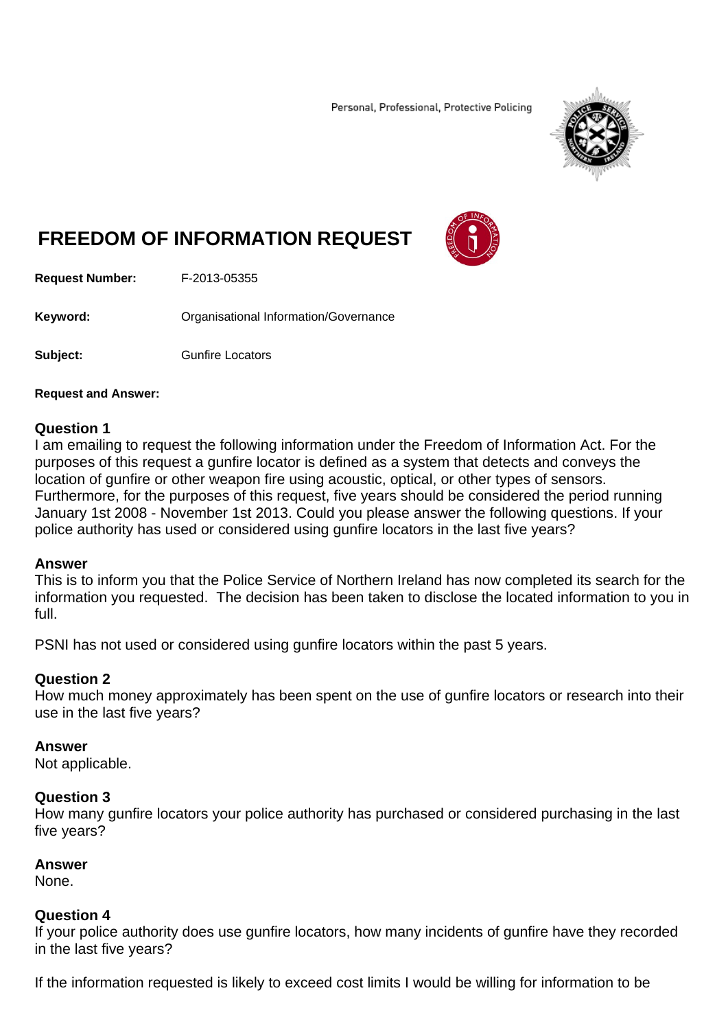Personal, Professional, Protective Policing

# FREEDOM OF INFORMATION REQUEST

**Request Number:** F-2013-05355

**Keyword:** Organisational Information/Governance

**Subject:** Gunfire Locators

**Request and Answer:**

**Question 1**
I am emailing to request the following information under the Freedom of Information Act. For the purposes of this request a gunfire locator is defined as a system that detects and conveys the location of gunfire or other weapon fire using acoustic, optical, or other types of sensors. Furthermore, for the purposes of this request, five years should be considered the period running January 1st 2008 - November 1st 2013. Could you please answer the following questions. If your police authority has used or considered using gunfire locators in the last five years?

**Answer**
This is to inform you that the Police Service of Northern Ireland has now completed its search for the information you requested. The decision has been taken to disclose the located information to you in full.

PSNI has not used or considered using gunfire locators within the past 5 years.

**Question 2**
How much money approximately has been spent on the use of gunfire locators or research into their use in the last five years?

**Answer**
Not applicable.

**Question 3**
How many gunfire locators your police authority has purchased or considered purchasing in the last five years?

**Answer**
None.

**Question 4**
If your police authority does use gunfire locators, how many incidents of gunfire have they recorded in the last five years?

If the information requested is likely to exceed cost limits I would be willing for information to be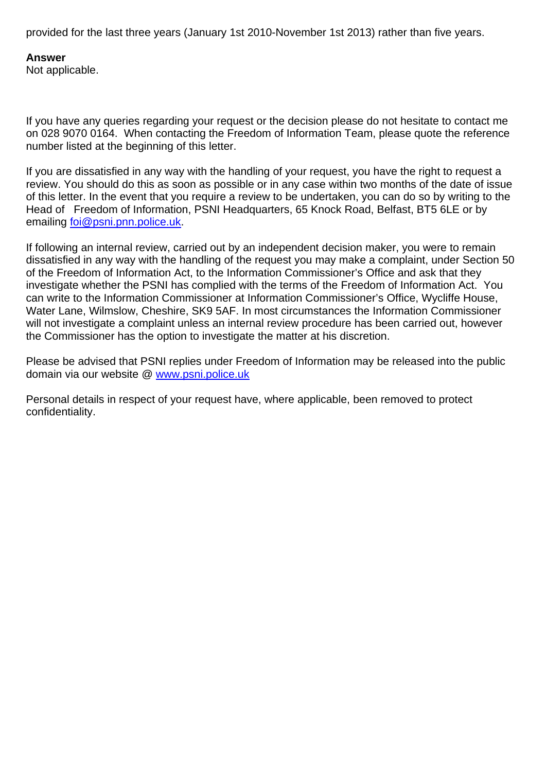provided for the last three years (January 1st 2010-November 1st 2013) rather than five years.

**Answer**
Not applicable.

If you have any queries regarding your request or the decision please do not hesitate to contact me on 028 9070 0164. When contacting the Freedom of Information Team, please quote the reference number listed at the beginning of this letter.

If you are dissatisfied in any way with the handling of your request, you have the right to request a review. You should do this as soon as possible or in any case within two months of the date of issue of this letter. In the event that you require a review to be undertaken, you can do so by writing to the Head of Freedom of Information, PSNI Headquarters, 65 Knock Road, Belfast, BT5 6LE or by emailing foi@psni.pnn.police.uk.

If following an internal review, carried out by an independent decision maker, you were to remain dissatisfied in any way with the handling of the request you may make a complaint, under Section 50 of the Freedom of Information Act, to the Information Commissioner's Office and ask that they investigate whether the PSNI has complied with the terms of the Freedom of Information Act. You can write to the Information Commissioner at Information Commissioner's Office, Wycliffe House, Water Lane, Wilmslow, Cheshire, SK9 5AF. In most circumstances the Information Commissioner will not investigate a complaint unless an internal review procedure has been carried out, however the Commissioner has the option to investigate the matter at his discretion.

Please be advised that PSNI replies under Freedom of Information may be released into the public domain via our website @ www.psni.police.uk

Personal details in respect of your request have, where applicable, been removed to protect confidentiality.